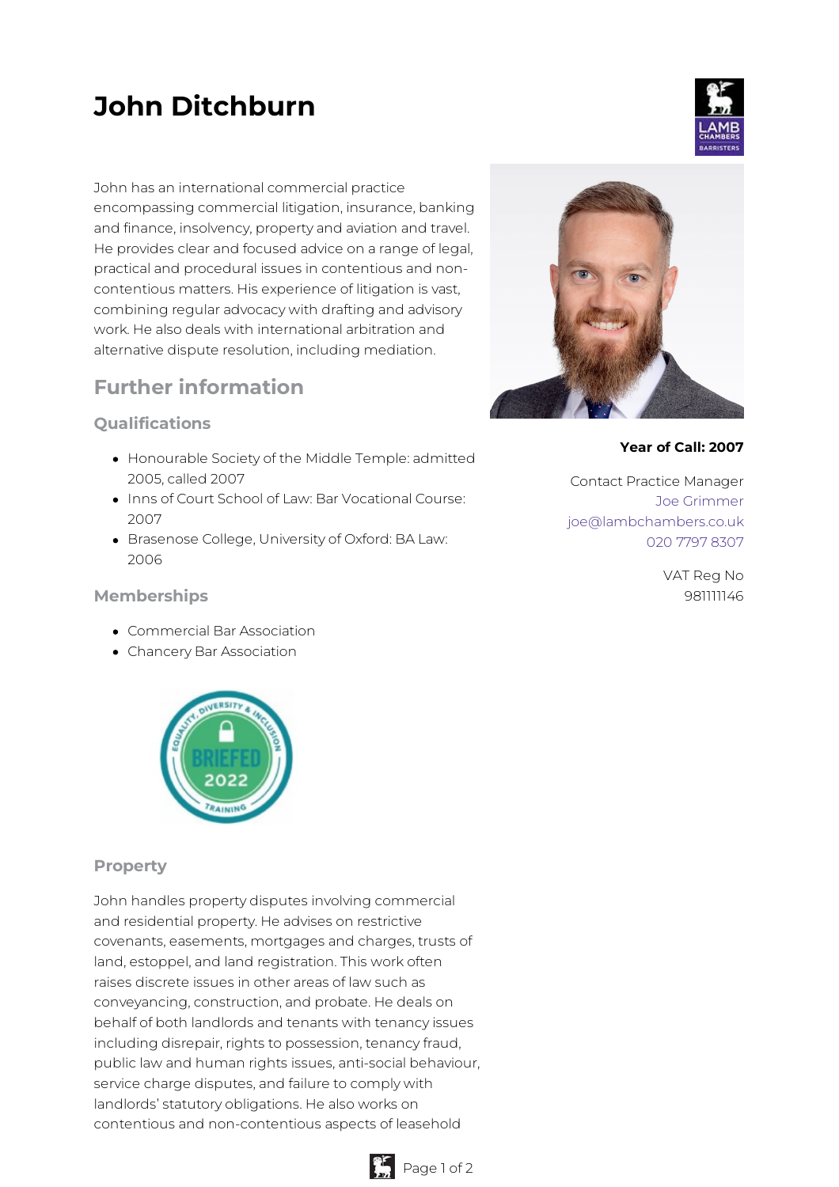# John Ditchburn

John has an international commercial practice encompassing commercial litigation, insurance, banking and finance, insolvency, property and aviation and travel. He provides clear and focused advice on a range of legal, practical and procedural issues in contentious and non-contentious matters. His experience of litigation is vast, combining regular advocacy with drafting and advisory work. He also deals with international arbitration and alternative dispute resolution, including mediation.

**Year of Call: 2007**

Contact Practice Manager
Joe Grimmer
joe@lambchambers.co.uk
020 7797 8307

VAT Reg No
981111146

## Further information

### Qualifications

- Honourable Society of the Middle Temple: admitted 2005, called 2007
- Inns of Court School of Law: Bar Vocational Course: 2007
- Brasenose College, University of Oxford: BA Law: 2006

### Memberships

- Commercial Bar Association
- Chancery Bar Association

### Property

John handles property disputes involving commercial and residential property. He advises on restrictive covenants, easements, mortgages and charges, trusts of land, estoppel, and land registration. This work often raises discrete issues in other areas of law such as conveyancing, construction, and probate. He deals on behalf of both landlords and tenants with tenancy issues including disrepair, rights to possession, tenancy fraud, public law and human rights issues, anti-social behaviour, service charge disputes, and failure to comply with landlords' statutory obligations. He also works on contentious and non-contentious aspects of leasehold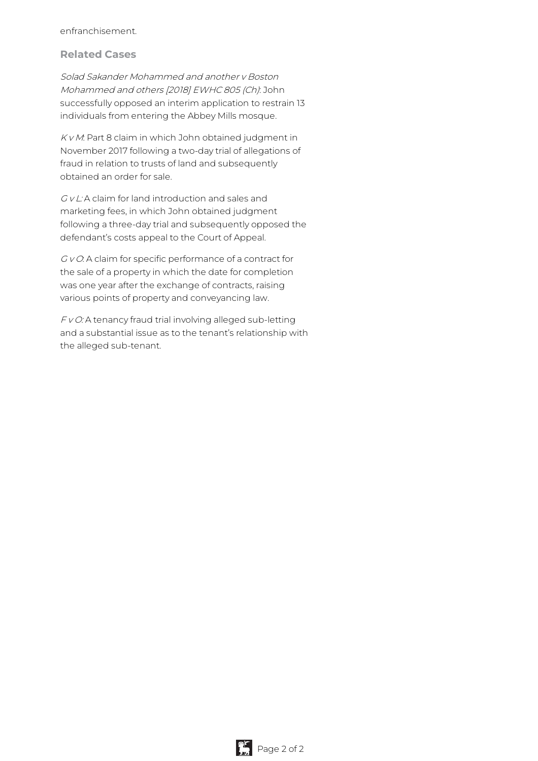enfranchisement.

## Related Cases

*Solad Sakander Mohammed and another v Boston Mohammed and others [2018] EWHC 805 (Ch)*: John successfully opposed an interim application to restrain 13 individuals from entering the Abbey Mills mosque.

*K v M*: Part 8 claim in which John obtained judgment in November 2017 following a two-day trial of allegations of fraud in relation to trusts of land and subsequently obtained an order for sale.

*G v L*: A claim for land introduction and sales and marketing fees, in which John obtained judgment following a three-day trial and subsequently opposed the defendant's costs appeal to the Court of Appeal.

*G v O*: A claim for specific performance of a contract for the sale of a property in which the date for completion was one year after the exchange of contracts, raising various points of property and conveyancing law.

*F v O*: A tenancy fraud trial involving alleged sub-letting and a substantial issue as to the tenant's relationship with the alleged sub-tenant.